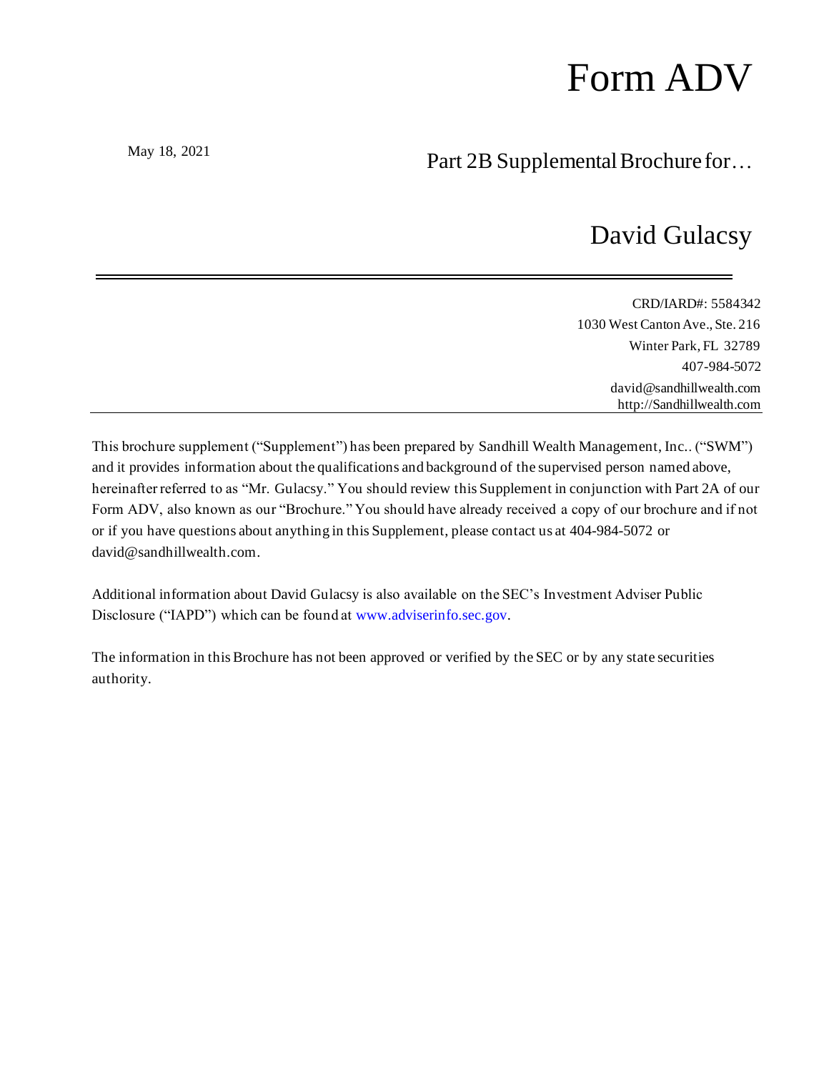# Form ADV

May 18, 2021

## Part 2B Supplemental Brochure for…

## David Gulacsy

---

CRD/IARD#: 5584342
1030 West Canton Ave., Ste. 216
Winter Park, FL 32789
407-984-5072
david@sandhillwealth.com
http://Sandhillwealth.com

---

This brochure supplement ("Supplement") has been prepared by Sandhill Wealth Management, Inc.. ("SWM") and it provides information about the qualifications and background of the supervised person named above, hereinafter referred to as "Mr. Gulacsy." You should review this Supplement in conjunction with Part 2A of our Form ADV, also known as our "Brochure." You should have already received a copy of our brochure and if not or if you have questions about anything in this Supplement, please contact us at 404-984-5072 or david@sandhillwealth.com.

Additional information about David Gulacsy is also available on the SEC's Investment Adviser Public Disclosure ("IAPD") which can be found at www.adviserinfo.sec.gov.

The information in this Brochure has not been approved or verified by the SEC or by any state securities authority.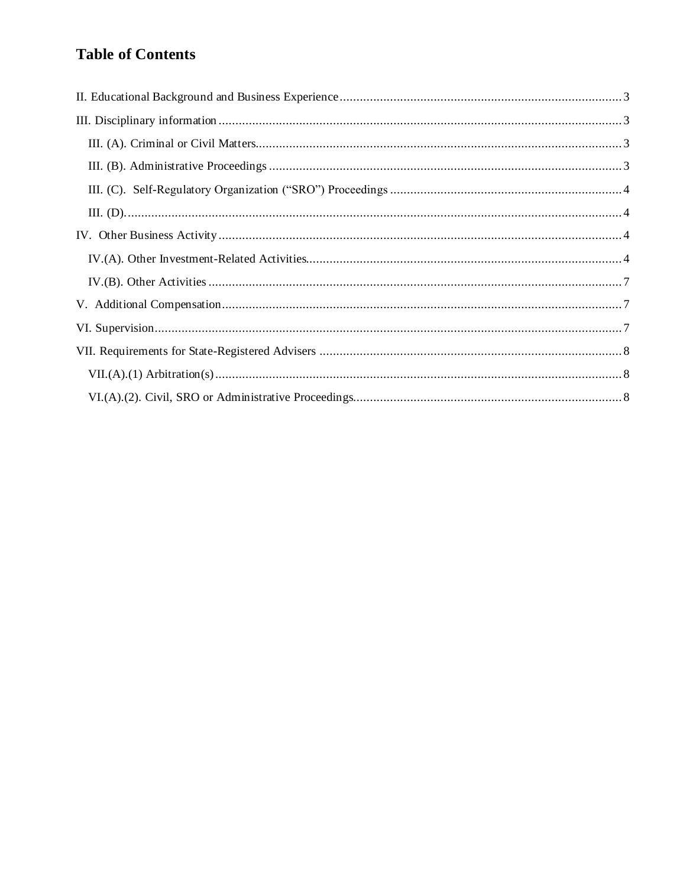# Table of Contents

II. Educational Background and Business Experience ........ 3

III. Disciplinary information ........ 3

- III. (A). Criminal or Civil Matters ........ 3
- III. (B). Administrative Proceedings ........ 3
- III. (C). Self-Regulatory Organization (“SRO”) Proceedings ........ 4
- III. (D). ........ 4

IV. Other Business Activity ........ 4

- IV.(A). Other Investment-Related Activities ........ 4
- IV.(B). Other Activities ........ 7

V. Additional Compensation ........ 7

VI. Supervision ........ 7

VII. Requirements for State-Registered Advisers ........ 8

- VII.(A).(1) Arbitration(s) ........ 8
- VI.(A).(2). Civil, SRO or Administrative Proceedings ........ 8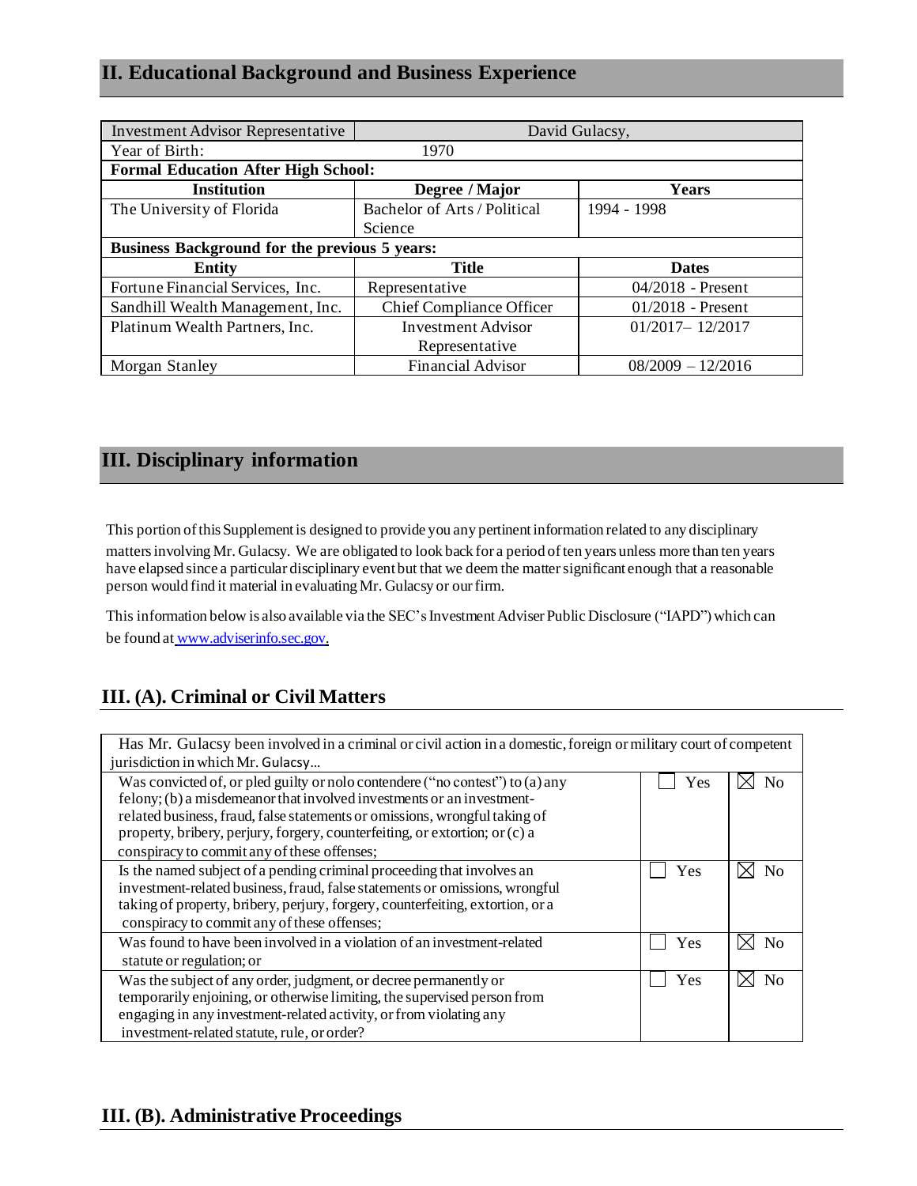## II. Educational Background and Business Experience

| Investment Advisor Representative | David Gulacsy, | |
|---|---|---|
| Year of Birth: | 1970 | |
| **Formal Education After High School:** | | |
| **Institution** | **Degree / Major** | **Years** |
| The University of Florida | Bachelor of Arts / Political Science | 1994 - 1998 |
| **Business Background for the previous 5 years:** | | |
| **Entity** | **Title** | **Dates** |
| Fortune Financial Services, Inc. | Representative | 04/2018 - Present |
| Sandhill Wealth Management, Inc. | Chief Compliance Officer | 01/2018 - Present |
| Platinum Wealth Partners, Inc. | Investment Advisor Representative | 01/2017– 12/2017 |
| Morgan Stanley | Financial Advisor | 08/2009 – 12/2016 |

## III. Disciplinary information

This portion of this Supplement is designed to provide you any pertinent information related to any disciplinary matters involving Mr. Gulacsy. We are obligated to look back for a period of ten years unless more than ten years have elapsed since a particular disciplinary event but that we deem the matter significant enough that a reasonable person would find it material in evaluating Mr. Gulacsy or our firm.

This information below is also available via the SEC's Investment Adviser Public Disclosure ("IAPD") which can be found at www.adviserinfo.sec.gov.

### III. (A). Criminal or Civil Matters

| Has Mr. Gulacsy been involved in a criminal or civil action in a domestic, foreign or military court of competent jurisdiction in which Mr. Gulacsy… | | |
|---|---|---|
| Was convicted of, or pled guilty or nolo contendere ("no contest") to (a) any felony; (b) a misdemeanor that involved investments or an investment-related business, fraud, false statements or omissions, wrongful taking of property, bribery, perjury, forgery, counterfeiting, or extortion; or (c) a conspiracy to commit any of these offenses; | ☐ Yes | ☒ No |
| Is the named subject of a pending criminal proceeding that involves an investment-related business, fraud, false statements or omissions, wrongful taking of property, bribery, perjury, forgery, counterfeiting, extortion, or a conspiracy to commit any of these offenses; | ☐ Yes | ☒ No |
| Was found to have been involved in a violation of an investment-related statute or regulation; or | ☐ Yes | ☒ No |
| Was the subject of any order, judgment, or decree permanently or temporarily enjoining, or otherwise limiting, the supervised person from engaging in any investment-related activity, or from violating any investment-related statute, rule, or order? | ☐ Yes | ☒ No |

### III. (B). Administrative Proceedings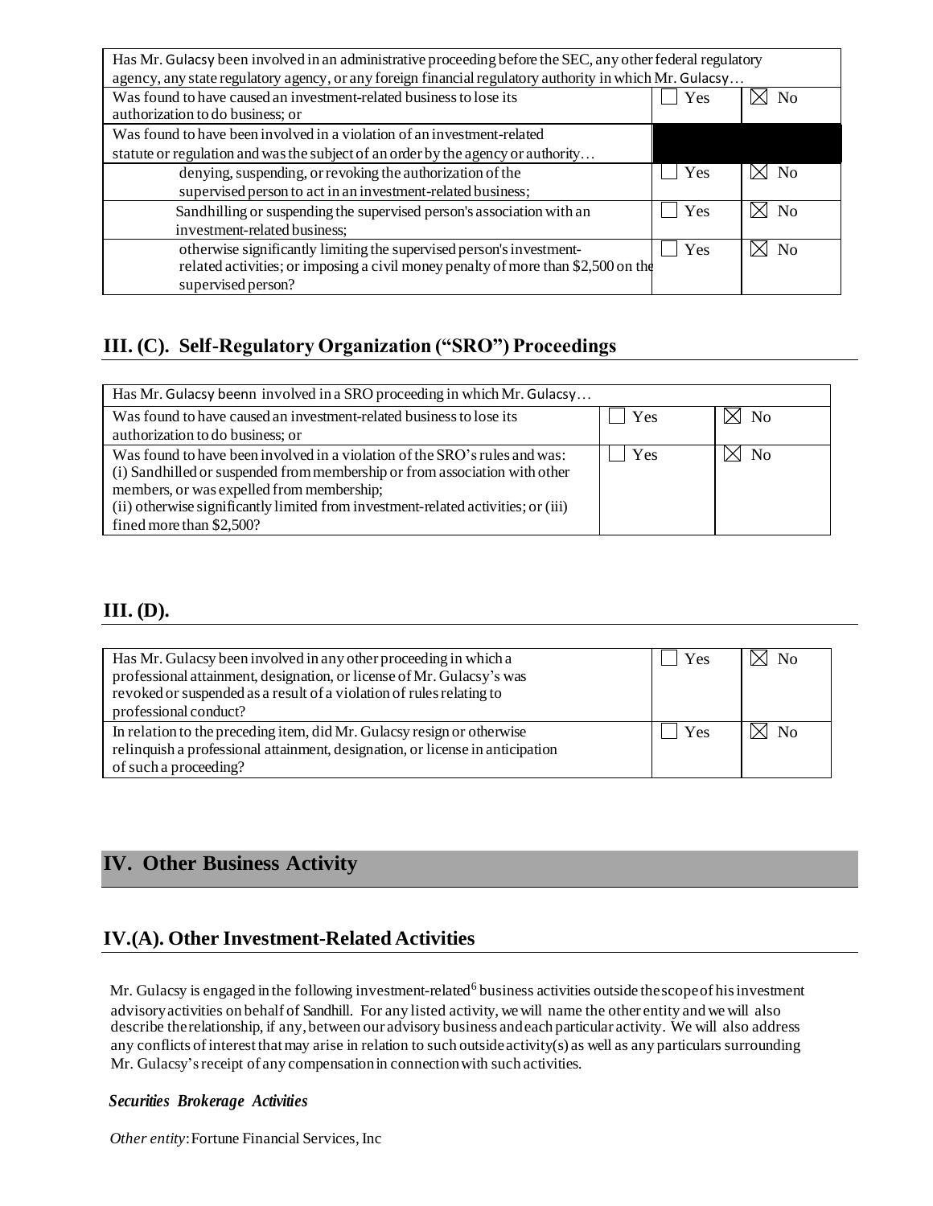| Has Mr. Gulacsy been involved in an administrative proceeding before the SEC, any other federal regulatory agency, any state regulatory agency, or any foreign financial regulatory authority in which Mr. Gulacsy… | | |
|---|---|---|
| Was found to have caused an investment-related business to lose its authorization to do business; or | ☐ Yes | ☒ No |
| Was found to have been involved in a violation of an investment-related statute or regulation and was the subject of an order by the agency or authority… | | |
| denying, suspending, or revoking the authorization of the supervised person to act in an investment-related business; | ☐ Yes | ☒ No |
| Sandhilling or suspending the supervised person's association with an investment-related business; | ☐ Yes | ☒ No |
| otherwise significantly limiting the supervised person's investment-related activities; or imposing a civil money penalty of more than $2,500 on the supervised person? | ☐ Yes | ☒ No |

## III. (C). Self-Regulatory Organization ("SRO") Proceedings

| Has Mr. Gulacsy beenn involved in a SRO proceeding in which Mr. Gulacsy… | | |
|---|---|---|
| Was found to have caused an investment-related business to lose its authorization to do business; or | ☐ Yes | ☒ No |
| Was found to have been involved in a violation of the SRO's rules and was: (i) Sandhilled or suspended from membership or from association with other members, or was expelled from membership; (ii) otherwise significantly limited from investment-related activities; or (iii) fined more than $2,500? | ☐ Yes | ☒ No |

## III. (D).

| Question | | |
|---|---|---|
| Has Mr. Gulacsy been involved in any other proceeding in which a professional attainment, designation, or license of Mr. Gulacsy's was revoked or suspended as a result of a violation of rules relating to professional conduct? | ☐ Yes | ☒ No |
| In relation to the preceding item, did Mr. Gulacsy resign or otherwise relinquish a professional attainment, designation, or license in anticipation of such a proceeding? | ☐ Yes | ☒ No |

# IV. Other Business Activity

## IV.(A). Other Investment-Related Activities

Mr. Gulacsy is engaged in the following investment-related[6] business activities outside the scope of his investment advisory activities on behalf of Sandhill. For any listed activity, we will name the other entity and we will also describe the relationship, if any, between our advisory business and each particular activity. We will also address any conflicts of interest that may arise in relation to such outside activity(s) as well as any particulars surrounding Mr. Gulacsy's receipt of any compensation in connection with such activities.

***Securities Brokerage Activities***

*Other entity*: Fortune Financial Services, Inc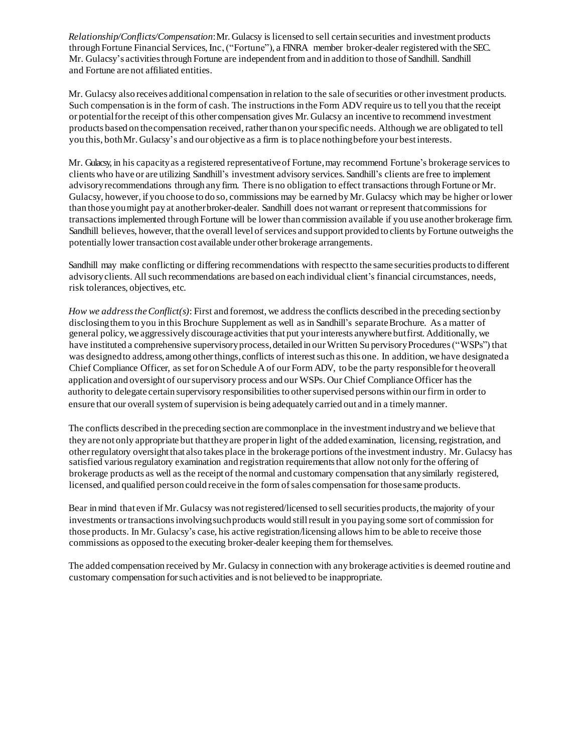*Relationship/Conflicts/Compensation*: Mr. Gulacsy is licensed to sell certain securities and investment products through Fortune Financial Services, Inc, ("Fortune"), a FINRA member broker-dealer registered with the SEC. Mr. Gulacsy's activities through Fortune are independent from and in addition to those of Sandhill. Sandhill and Fortune are not affiliated entities.

Mr. Gulacsy also receives additional compensation in relation to the sale of securities or other investment products. Such compensation is in the form of cash. The instructions in the Form ADV require us to tell you that the receipt or potential for the receipt of this other compensation gives Mr. Gulacsy an incentive to recommend investment products based on the compensation received, rather than on your specific needs. Although we are obligated to tell you this, both Mr. Gulacsy's and our objective as a firm is to place nothing before your best interests.

Mr. Gulacsy, in his capacity as a registered representative of Fortune, may recommend Fortune's brokerage services to clients who have or are utilizing Sandhill's investment advisory services. Sandhill's clients are free to implement advisory recommendations through any firm. There is no obligation to effect transactions through Fortune or Mr. Gulacsy, however, if you choose to do so, commissions may be earned by Mr. Gulacsy which may be higher or lower than those you might pay at another broker-dealer. Sandhill does not warrant or represent that commissions for transactions implemented through Fortune will be lower than commission available if you use another brokerage firm. Sandhill believes, however, that the overall level of services and support provided to clients by Fortune outweighs the potentially lower transaction cost available under other brokerage arrangements.

Sandhill may make conflicting or differing recommendations with respect to the same securities products to different advisory clients. All such recommendations are based on each individual client's financial circumstances, needs, risk tolerances, objectives, etc.

*How we address the Conflict(s)*: First and foremost, we address the conflicts described in the preceding section by disclosing them to you in this Brochure Supplement as well as in Sandhill's separate Brochure. As a matter of general policy, we aggressively discourage activities that put your interests anywhere but first. Additionally, we have instituted a comprehensive supervisory process, detailed in our Written Supervisory Procedures ("WSPs") that was designed to address, among other things, conflicts of interest such as this one. In addition, we have designated a Chief Compliance Officer, as set for on Schedule A of our Form ADV, to be the party responsible for the overall application and oversight of our supervisory process and our WSPs. Our Chief Compliance Officer has the authority to delegate certain supervisory responsibilities to other supervised persons within our firm in order to ensure that our overall system of supervision is being adequately carried out and in a timely manner.

The conflicts described in the preceding section are commonplace in the investment industry and we believe that they are not only appropriate but that they are proper in light of the added examination, licensing, registration, and other regulatory oversight that also takes place in the brokerage portions of the investment industry. Mr. Gulacsy has satisfied various regulatory examination and registration requirements that allow not only for the offering of brokerage products as well as the receipt of the normal and customary compensation that any similarly registered, licensed, and qualified person could receive in the form of sales compensation for those same products.

Bear in mind that even if Mr. Gulacsy was not registered/licensed to sell securities products, the majority of your investments or transactions involving such products would still result in you paying some sort of commission for those products. In Mr. Gulacsy's case, his active registration/licensing allows him to be able to receive those commissions as opposed to the executing broker-dealer keeping them for themselves.

The added compensation received by Mr. Gulacsy in connection with any brokerage activities is deemed routine and customary compensation for such activities and is not believed to be inappropriate.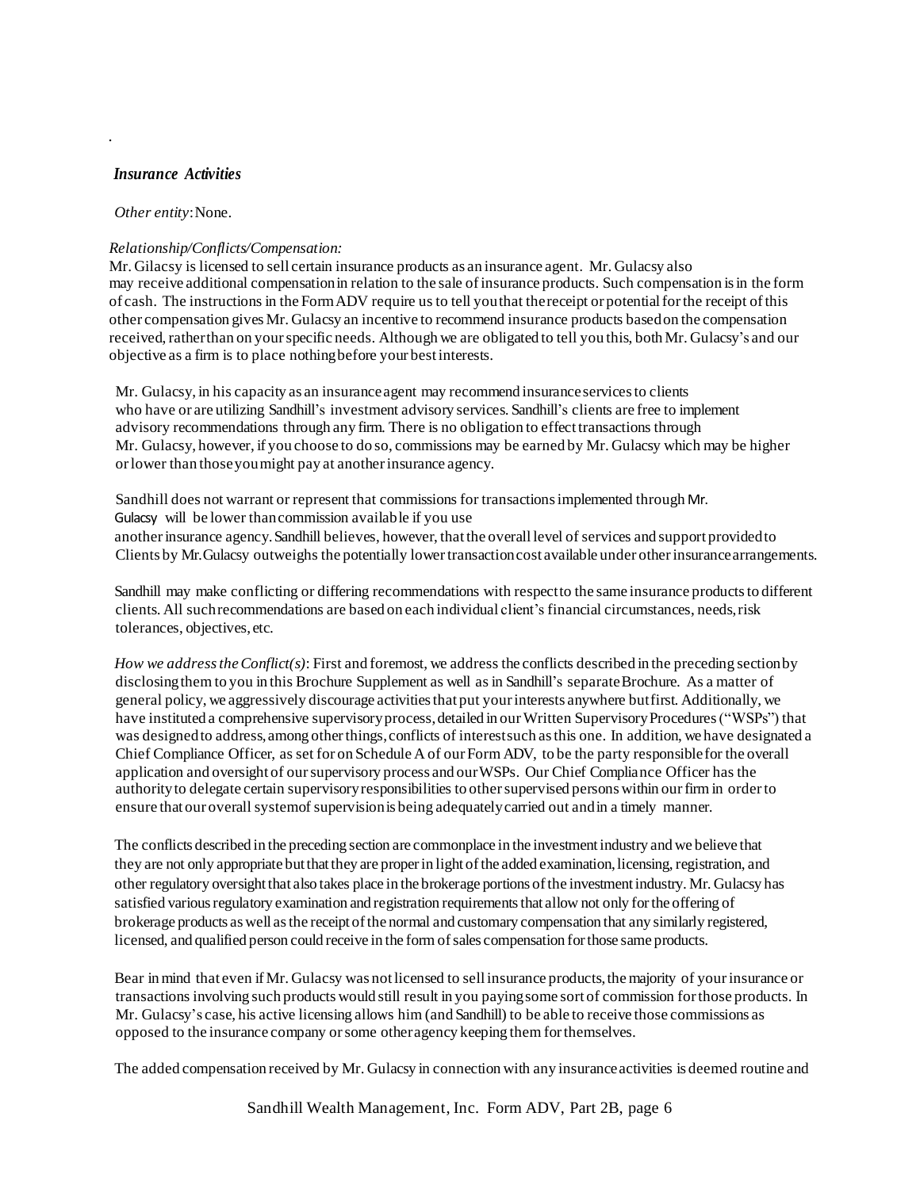.

*Insurance Activities*

*Other entity*: None.

*Relationship/Conflicts/Compensation:*
Mr. Gilacsy is licensed to sell certain insurance products as an insurance agent. Mr. Gulacsy also may receive additional compensation in relation to the sale of insurance products. Such compensation is in the form of cash. The instructions in the Form ADV require us to tell you that the receipt or potential for the receipt of this other compensation gives Mr. Gulacsy an incentive to recommend insurance products based on the compensation received, rather than on your specific needs. Although we are obligated to tell you this, both Mr. Gulacsy's and our objective as a firm is to place nothing before your best interests.

Mr. Gulacsy, in his capacity as an insurance agent may recommend insurance services to clients who have or are utilizing Sandhill's investment advisory services. Sandhill's clients are free to implement advisory recommendations through any firm. There is no obligation to effect transactions through Mr. Gulacsy, however, if you choose to do so, commissions may be earned by Mr. Gulacsy which may be higher or lower than those you might pay at another insurance agency.

Sandhill does not warrant or represent that commissions for transactions implemented through Mr. Gulacsy will be lower than commission available if you use another insurance agency. Sandhill believes, however, that the overall level of services and support provided to Clients by Mr. Gulacsy outweighs the potentially lower transaction cost available under other insurance arrangements.

Sandhill may make conflicting or differing recommendations with respect to the same insurance products to different clients. All such recommendations are based on each individual client's financial circumstances, needs, risk tolerances, objectives, etc.

*How we address the Conflict(s)*: First and foremost, we address the conflicts described in the preceding section by disclosing them to you in this Brochure Supplement as well as in Sandhill's separate Brochure. As a matter of general policy, we aggressively discourage activities that put your interests anywhere but first. Additionally, we have instituted a comprehensive supervisory process, detailed in our Written Supervisory Procedures ("WSPs") that was designed to address, among other things, conflicts of interest such as this one. In addition, we have designated a Chief Compliance Officer, as set for on Schedule A of our Form ADV, to be the party responsible for the overall application and oversight of our supervisory process and our WSPs. Our Chief Compliance Officer has the authority to delegate certain supervisory responsibilities to other supervised persons within our firm in order to ensure that our overall system of supervision is being adequately carried out and in a timely manner.

The conflicts described in the preceding section are commonplace in the investment industry and we believe that they are not only appropriate but that they are proper in light of the added examination, licensing, registration, and other regulatory oversight that also takes place in the brokerage portions of the investment industry. Mr. Gulacsy has satisfied various regulatory examination and registration requirements that allow not only for the offering of brokerage products as well as the receipt of the normal and customary compensation that any similarly registered, licensed, and qualified person could receive in the form of sales compensation for those same products.

Bear in mind that even if Mr. Gulacsy was not licensed to sell insurance products, the majority of your insurance or transactions involving such products would still result in you paying some sort of commission for those products. In Mr. Gulacsy's case, his active licensing allows him (and Sandhill) to be able to receive those commissions as opposed to the insurance company or some other agency keeping them for themselves.

The added compensation received by Mr. Gulacsy in connection with any insurance activities is deemed routine and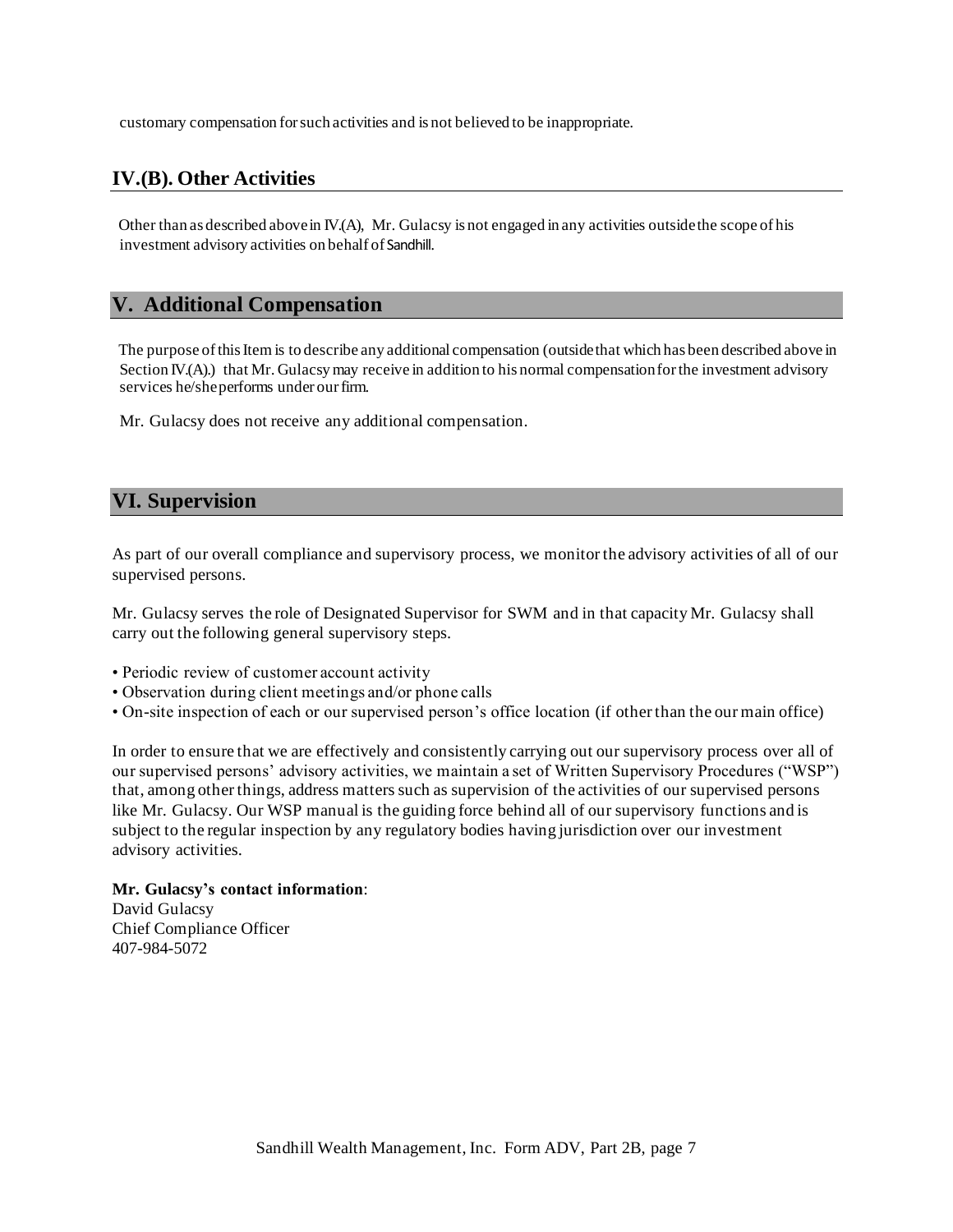customary compensation for such activities and is not believed to be inappropriate.

## IV.(B). Other Activities

Other than as described above in IV.(A), Mr. Gulacsy is not engaged in any activities outside the scope of his investment advisory activities on behalf of Sandhill.

## V. Additional Compensation

The purpose of this Item is to describe any additional compensation (outside that which has been described above in Section IV.(A).) that Mr. Gulacsy may receive in addition to his normal compensation for the investment advisory services he/she performs under our firm.

Mr. Gulacsy does not receive any additional compensation.

## VI. Supervision

As part of our overall compliance and supervisory process, we monitor the advisory activities of all of our supervised persons.

Mr. Gulacsy serves the role of Designated Supervisor for SWM and in that capacity Mr. Gulacsy shall carry out the following general supervisory steps.

- Periodic review of customer account activity
- Observation during client meetings and/or phone calls
- On-site inspection of each or our supervised person's office location (if other than the our main office)

In order to ensure that we are effectively and consistently carrying out our supervisory process over all of our supervised persons' advisory activities, we maintain a set of Written Supervisory Procedures ("WSP") that, among other things, address matters such as supervision of the activities of our supervised persons like Mr. Gulacsy. Our WSP manual is the guiding force behind all of our supervisory functions and is subject to the regular inspection by any regulatory bodies having jurisdiction over our investment advisory activities.

**Mr. Gulacsy's contact information**:
David Gulacsy
Chief Compliance Officer
407-984-5072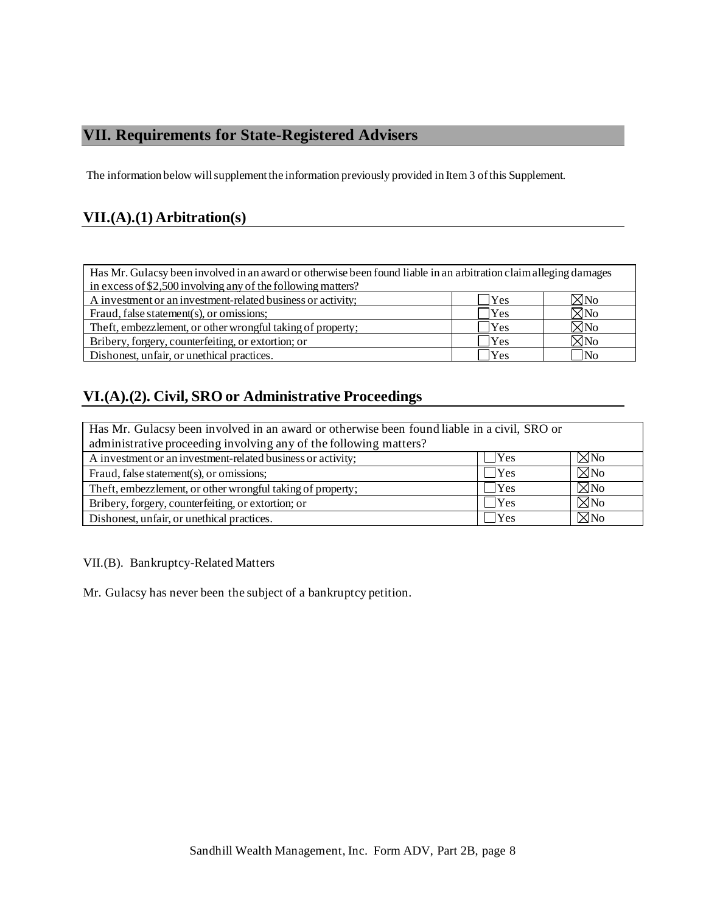## VII. Requirements for State-Registered Advisers

The information below will supplement the information previously provided in Item 3 of this Supplement.

### VII.(A).(1) Arbitration(s)

| Has Mr. Gulacsy been involved in an award or otherwise been found liable in an arbitration claim alleging damages in excess of $2,500 involving any of the following matters? | | |
|---|---|---|
| A investment or an investment-related business or activity; | ☐Yes | ☒No |
| Fraud, false statement(s), or omissions; | ☐Yes | ☒No |
| Theft, embezzlement, or other wrongful taking of property; | ☐Yes | ☒No |
| Bribery, forgery, counterfeiting, or extortion; or | ☐Yes | ☒No |
| Dishonest, unfair, or unethical practices. | ☐Yes | ☐No |

### VI.(A).(2). Civil, SRO or Administrative Proceedings

| Has Mr. Gulacsy been involved in an award or otherwise been found liable in a civil, SRO or administrative proceeding involving any of the following matters? | | |
|---|---|---|
| A investment or an investment-related business or activity; | ☐Yes | ☒No |
| Fraud, false statement(s), or omissions; | ☐Yes | ☒No |
| Theft, embezzlement, or other wrongful taking of property; | ☐Yes | ☒No |
| Bribery, forgery, counterfeiting, or extortion; or | ☐Yes | ☒No |
| Dishonest, unfair, or unethical practices. | ☐Yes | ☒No |

VII.(B). Bankruptcy-Related Matters

Mr. Gulacsy has never been the subject of a bankruptcy petition.